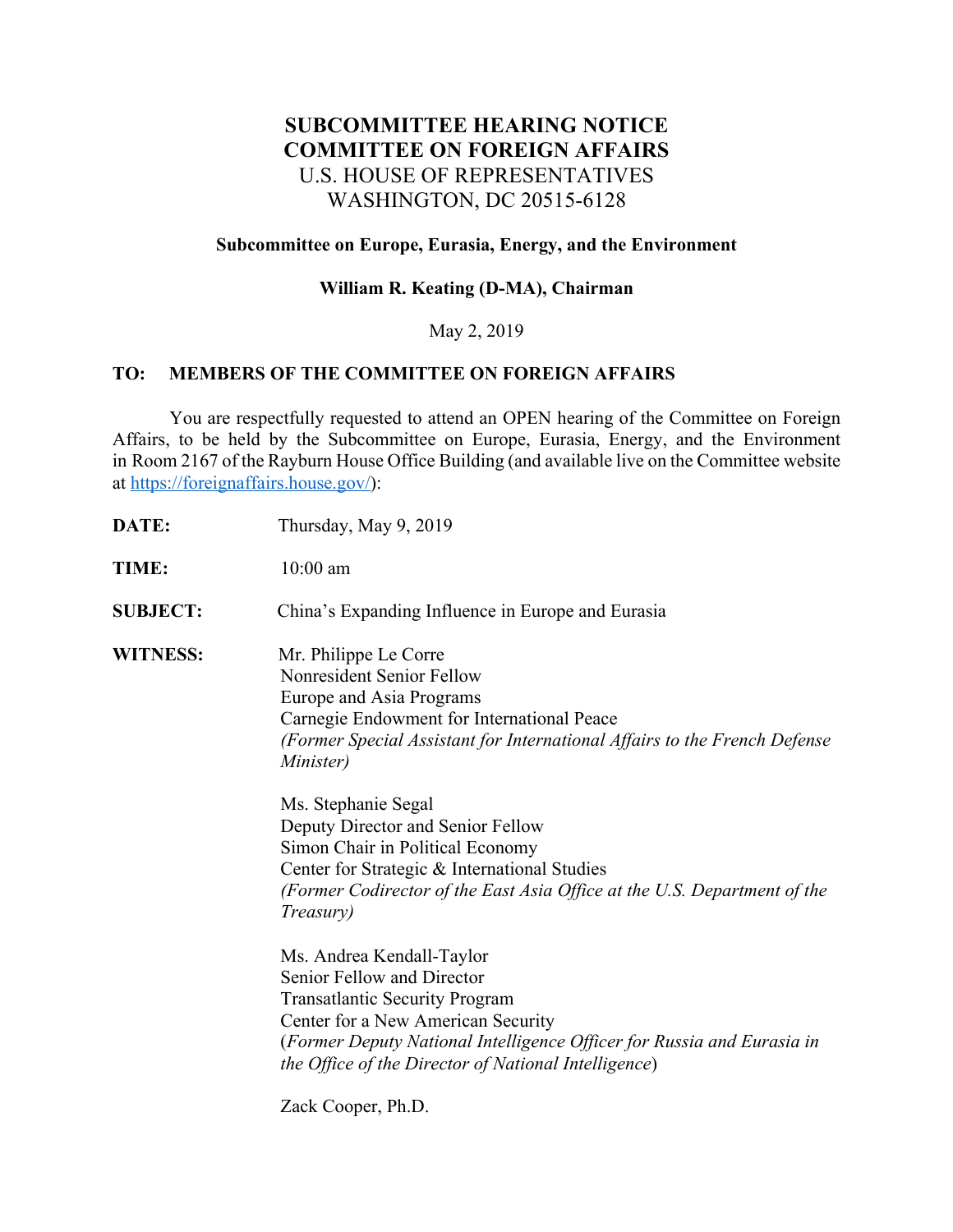# SUBCOMMITTEE HEARING NOTICE
# COMMITTEE ON FOREIGN AFFAIRS
## U.S. HOUSE OF REPRESENTATIVES
## WASHINGTON, DC 20515-6128

**Subcommittee on Europe, Eurasia, Energy, and the Environment**

**William R. Keating (D-MA), Chairman**

May 2, 2019

**TO: MEMBERS OF THE COMMITTEE ON FOREIGN AFFAIRS**

You are respectfully requested to attend an OPEN hearing of the Committee on Foreign Affairs, to be held by the Subcommittee on Europe, Eurasia, Energy, and the Environment in Room 2167 of the Rayburn House Office Building (and available live on the Committee website at https://foreignaffairs.house.gov/):

**DATE:** Thursday, May 9, 2019

**TIME:** 10:00 am

**SUBJECT:** China's Expanding Influence in Europe and Eurasia

**WITNESS:**

Mr. Philippe Le Corre
Nonresident Senior Fellow
Europe and Asia Programs
Carnegie Endowment for International Peace
*(Former Special Assistant for International Affairs to the French Defense Minister)*

Ms. Stephanie Segal
Deputy Director and Senior Fellow
Simon Chair in Political Economy
Center for Strategic & International Studies
*(Former Codirector of the East Asia Office at the U.S. Department of the Treasury)*

Ms. Andrea Kendall-Taylor
Senior Fellow and Director
Transatlantic Security Program
Center for a New American Security
(*Former Deputy National Intelligence Officer for Russia and Eurasia in the Office of the Director of National Intelligence*)

Zack Cooper, Ph.D.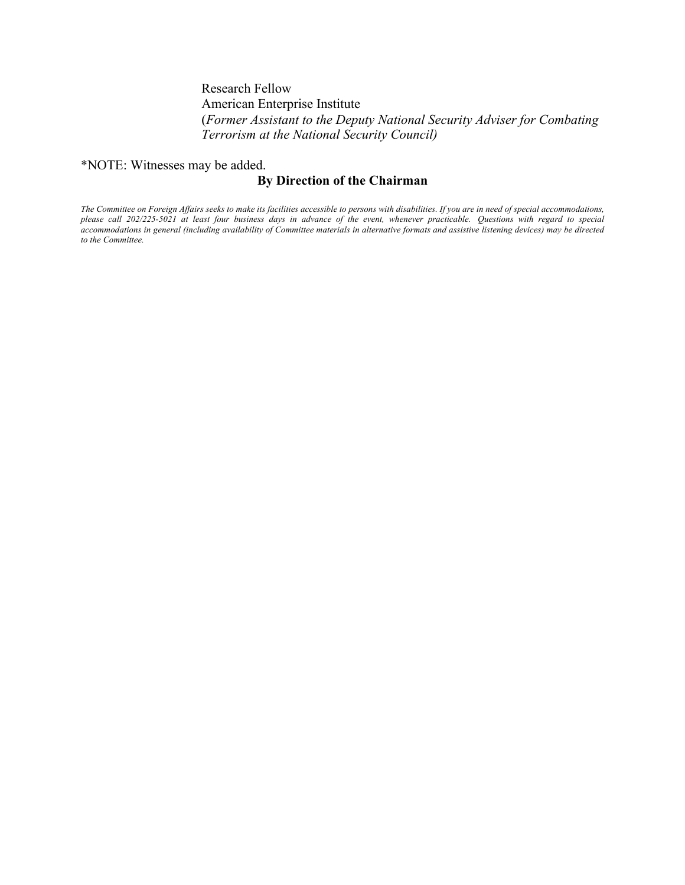Research Fellow
American Enterprise Institute
(*Former Assistant to the Deputy National Security Adviser for Combating Terrorism at the National Security Council)*

*NOTE: Witnesses may be added.

**By Direction of the Chairman**

*The Committee on Foreign Affairs seeks to make its facilities accessible to persons with disabilities. If you are in need of special accommodations, please call 202/225-5021 at least four business days in advance of the event, whenever practicable. Questions with regard to special accommodations in general (including availability of Committee materials in alternative formats and assistive listening devices) may be directed to the Committee.*